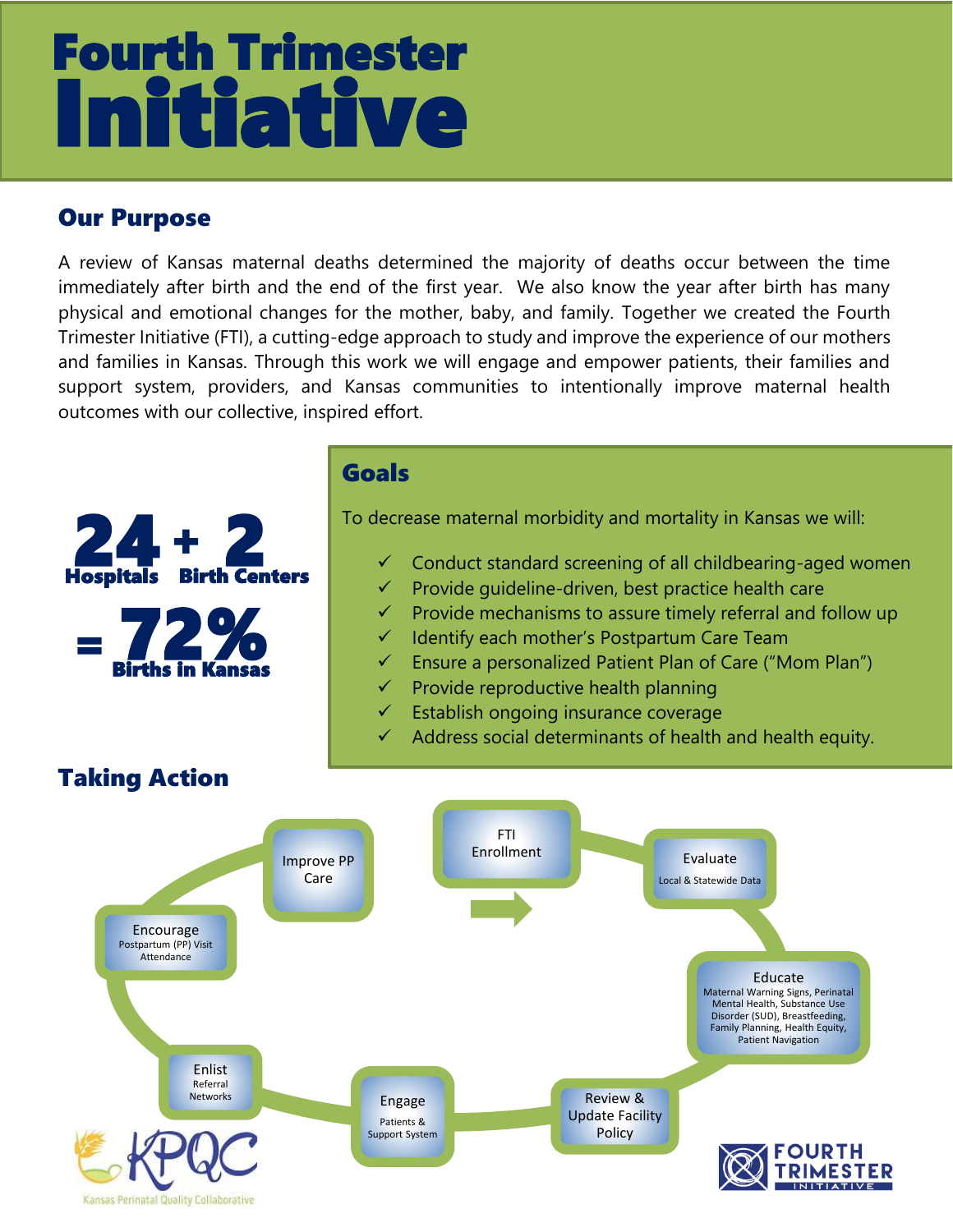# Fourth Trimester Initiative

## Our Purpose

A review of Kansas maternal deaths determined the majority of deaths occur between the time immediately after birth and the end of the first year. We also know the year after birth has many physical and emotional changes for the mother, baby, and family. Together we created the Fourth Trimester Initiative (FTI), a cutting-edge approach to study and improve the experience of our mothers and families in Kansas. Through this work we will engage and empower patients, their families and support system, providers, and Kansas communities to intentionally improve maternal health outcomes with our collective, inspired effort.

**24** Hospitals + **2** Birth Centers = **72%** Births in Kansas

## Goals

To decrease maternal morbidity and mortality in Kansas we will:

- ✓ Conduct standard screening of all childbearing-aged women
- ✓ Provide guideline-driven, best practice health care
- ✓ Provide mechanisms to assure timely referral and follow up
- ✓ Identify each mother's Postpartum Care Team
- ✓ Ensure a personalized Patient Plan of Care ("Mom Plan")
- ✓ Provide reproductive health planning
- ✓ Establish ongoing insurance coverage
- ✓ Address social determinants of health and health equity.

## Taking Action

- FTI Enrollment
- Evaluate – Local & Statewide Data
- Educate – Maternal Warning Signs, Perinatal Mental Health, Substance Use Disorder (SUD), Breastfeeding, Family Planning, Health Equity, Patient Navigation
- Review & Update Facility Policy
- Engage – Patients & Support System
- Enlist – Referral Networks
- Encourage – Postpartum (PP) Visit Attendance
- Improve PP Care

KPQC – Kansas Perinatal Quality Collaborative

FOURTH TRIMESTER INITIATIVE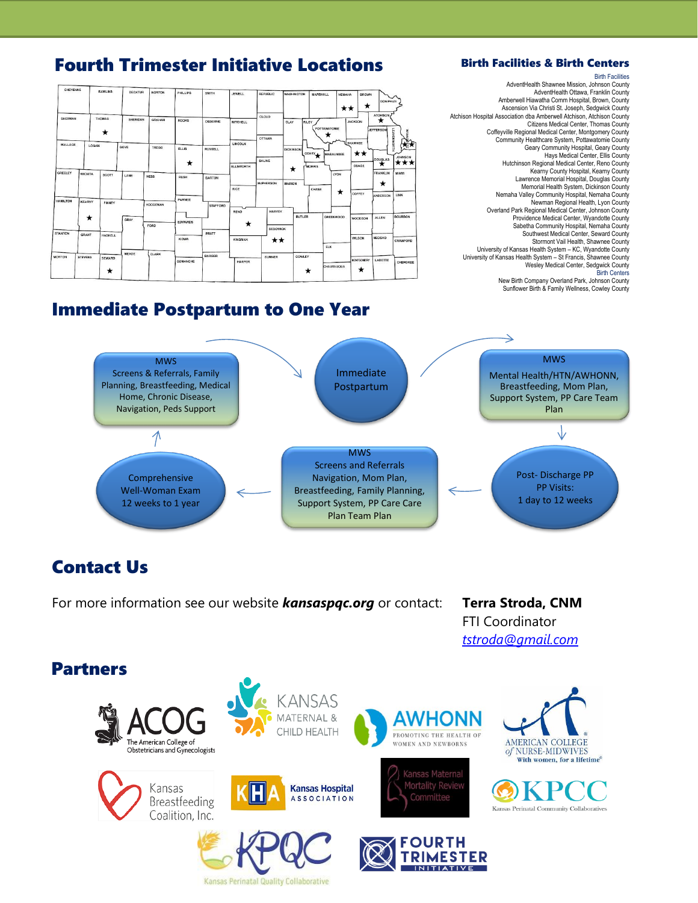## Fourth Trimester Initiative Locations

### Birth Facilities & Birth Centers

Birth Facilities

AdventHealth Shawnee Mission, Johnson County
AdventHealth Ottawa, Franklin County
Amberwell Hiawatha Comm Hospital, Brown, County
Ascension Via Christi St. Joseph, Sedgwick County
Atchison Hospital Association dba Amberwell Atchison, Atchison County
Citizens Medical Center, Thomas County
Coffeyville Regional Medical Center, Montgomery County
Community Healthcare System, Pottawatomie County
Geary Community Hospital, Geary County
Hays Medical Center, Ellis County
Hutchinson Regional Medical Center, Reno County
Kearny County Hospital, Kearny County
Lawrence Memorial Hospital, Douglas County
Memorial Health System, Dickinson County
Nemaha Valley Community Hospital, Nemaha County
Newman Regional Health, Lyon County
Overland Park Regional Medical Center, Johnson County
Providence Medical Center, Wyandotte County
Sabetha Community Hospital, Nemaha County
Southwest Medical Center, Seward County
Stormont Vail Health, Shawnee County
University of Kansas Health System – KC, Wyandotte County
University of Kansas Health System – St Francis, Shawnee County
Wesley Medical Center, Sedgwick County

Birth Centers

New Birth Company Overland Park, Johnson County
Sunflower Birth & Family Wellness, Cowley County

## Immediate Postpartum to One Year

Immediate Postpartum

MWS
Mental Health/HTN/AWHONN, Breastfeeding, Mom Plan, Support System, PP Care Team Plan

Post- Discharge PP
PP Visits:
1 day to 12 weeks

MWS
Screens and Referrals
Navigation, Mom Plan, Breastfeeding, Family Planning, Support System, PP Care Care Plan Team Plan

Comprehensive Well-Woman Exam
12 weeks to 1 year

MWS
Screens & Referrals, Family Planning, Breastfeeding, Medical Home, Chronic Disease, Navigation, Peds Support

## Contact Us

For more information see our website ***kansaspqc.org*** or contact:

**Terra Stroda, CNM**
FTI Coordinator
tstroda@gmail.com

## Partners

ACOG – The American College of Obstetricians and Gynecologists
Kansas Maternal & Child Health
AWHONN – Promoting the Health of Women and Newborns
American College of Nurse-Midwives – With women, for a lifetime®
Kansas Breastfeeding Coalition, Inc.
KHA – Kansas Hospital Association
Kansas Maternal Mortality Review Committee
KPCC – Kansas Perinatal Community Collaboratives
KPQC – Kansas Perinatal Quality Collaborative
Fourth Trimester Initiative